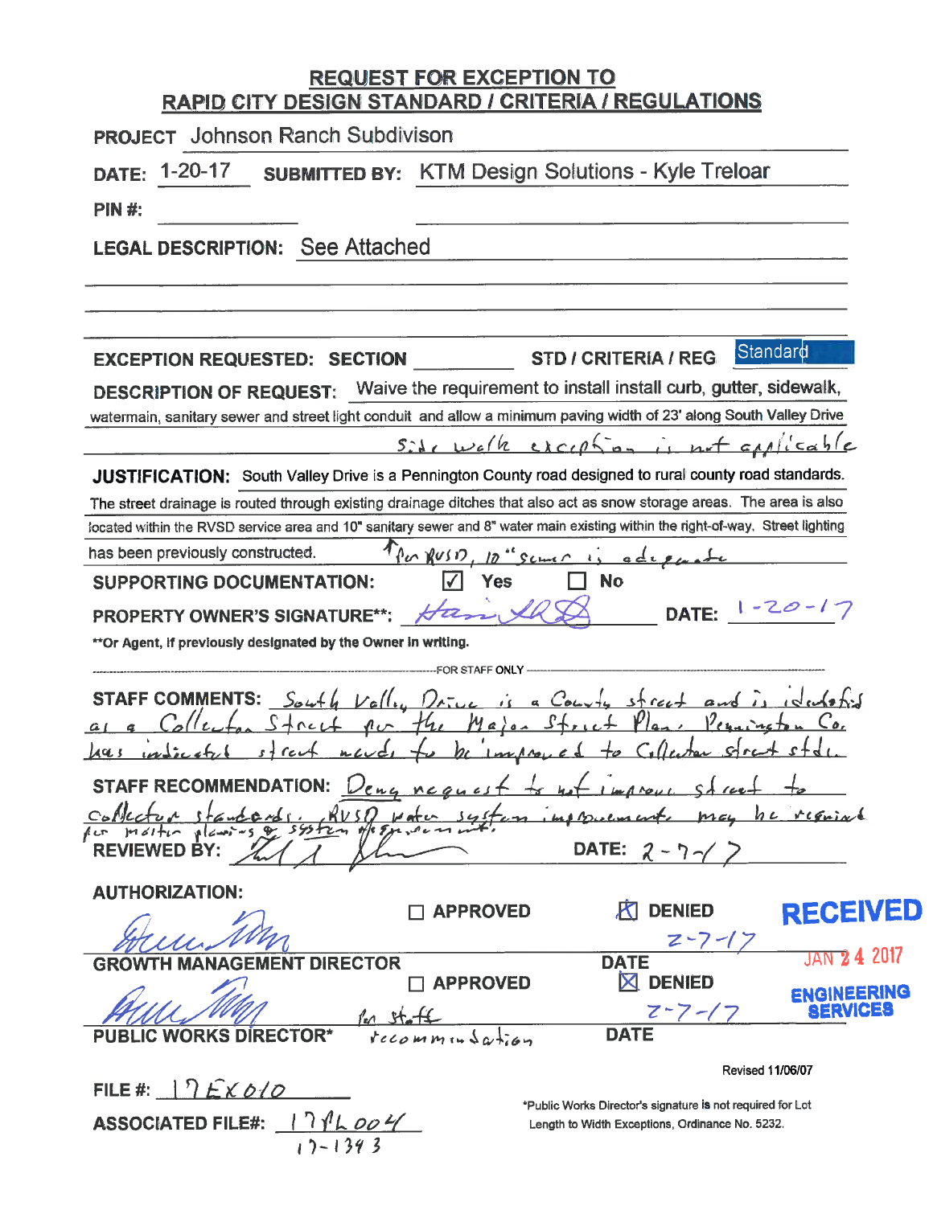## REQUEST FOR EXCEPTION TO RAPID CITY DESIGN STANDARD / CRITERIA / REGULATIONS

**PROJECT** Johnson Ranch Subdivison

**DATE:** 1-20-17 **SUBMITTED BY:** KTM Design Solutions - Kyle Treloar

**PIN #:**

**LEGAL DESCRIPTION:** See Attached

**EXCEPTION REQUESTED: SECTION** \_\_\_\_\_\_\_\_ **STD / CRITERIA / REG** Standard

**DESCRIPTION OF REQUEST:** Waive the requirement to install install curb, gutter, sidewalk, watermain, sanitary sewer and street light conduit and allow a minimum paving width of 23' along South Valley Drive

Side walk exception is not applicable

**JUSTIFICATION:** South Valley Drive is a Pennington County road designed to rural county road standards. The street drainage is routed through existing drainage ditches that also act as snow storage areas. The area is also located within the RVSD service area and 10" sanitary sewer and 8" water main existing within the right-of-way. Street lighting has been previously constructed. Per RVSD, 10" sewer is adequate

**SUPPORTING DOCUMENTATION:** ☑ Yes ☐ No

**PROPERTY OWNER'S SIGNATURE\*\*:** [signature] **DATE:** 1-20-17

\*\*Or Agent, if previously designated by the Owner in writing.

---

FOR STAFF ONLY

**STAFF COMMENTS:** South Valley Drive is a County street and is identified as a Collector Street per the Major Street Plan. Pennington Co. has indicated street needs to be improved to Collector street stds.

**STAFF RECOMMENDATION:** Deny request to not improve street to collector standards. RVSD water system improvements may be required per master planning & system improvement.

**REVIEWED BY:** [signature] **DATE:** 2-7-17

**AUTHORIZATION:**

[signature] ☐ APPROVED ☒ DENIED 2-7-17

**GROWTH MANAGEMENT DIRECTOR** **DATE**

[signature] Per staff recommendation ☐ APPROVED ☒ DENIED 2-7-17

**PUBLIC WORKS DIRECTOR\*** **DATE**

RECEIVED JAN 24 2017 ENGINEERING SERVICES

Revised 11/06/07

**FILE #:** 17EX010

**ASSOCIATED FILE#:** 17PL004 17-1393

\*Public Works Director's signature is not required for Lot Length to Width Exceptions, Ordinance No. 5232.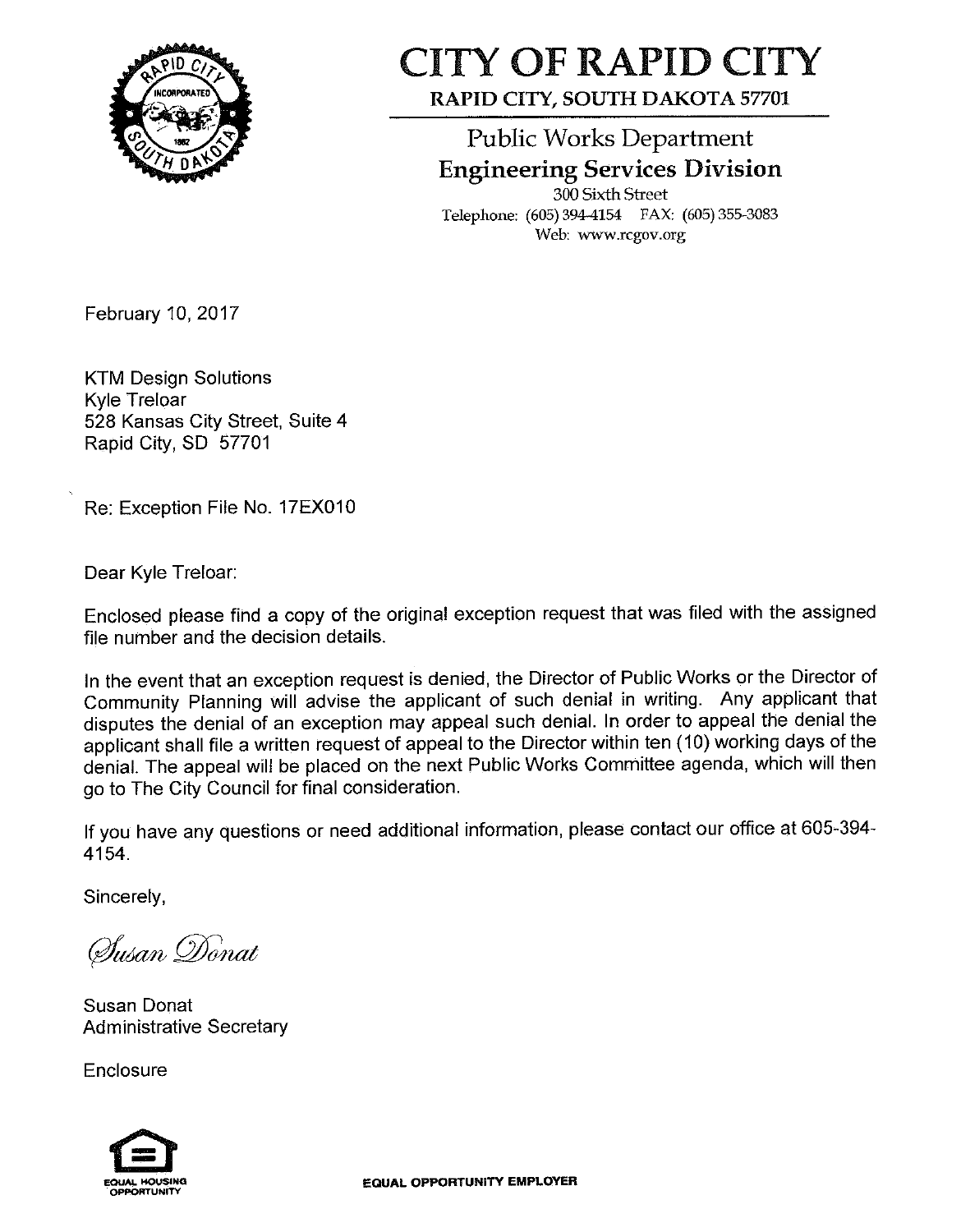# CITY OF RAPID CITY

**RAPID CITY, SOUTH DAKOTA 57701**

## Public Works Department
### Engineering Services Division

300 Sixth Street
Telephone: (605) 394-4154 FAX: (605) 355-3083
Web: www.rcgov.org

February 10, 2017

KTM Design Solutions
Kyle Treloar
528 Kansas City Street, Suite 4
Rapid City, SD 57701

Re: Exception File No. 17EX010

Dear Kyle Treloar:

Enclosed please find a copy of the original exception request that was filed with the assigned file number and the decision details.

In the event that an exception request is denied, the Director of Public Works or the Director of Community Planning will advise the applicant of such denial in writing. Any applicant that disputes the denial of an exception may appeal such denial. In order to appeal the denial the applicant shall file a written request of appeal to the Director within ten (10) working days of the denial. The appeal will be placed on the next Public Works Committee agenda, which will then go to The City Council for final consideration.

If you have any questions or need additional information, please contact our office at 605-394-4154.

Sincerely,

*Susan Donat*

Susan Donat
Administrative Secretary

Enclosure

EQUAL HOUSING OPPORTUNITY

EQUAL OPPORTUNITY EMPLOYER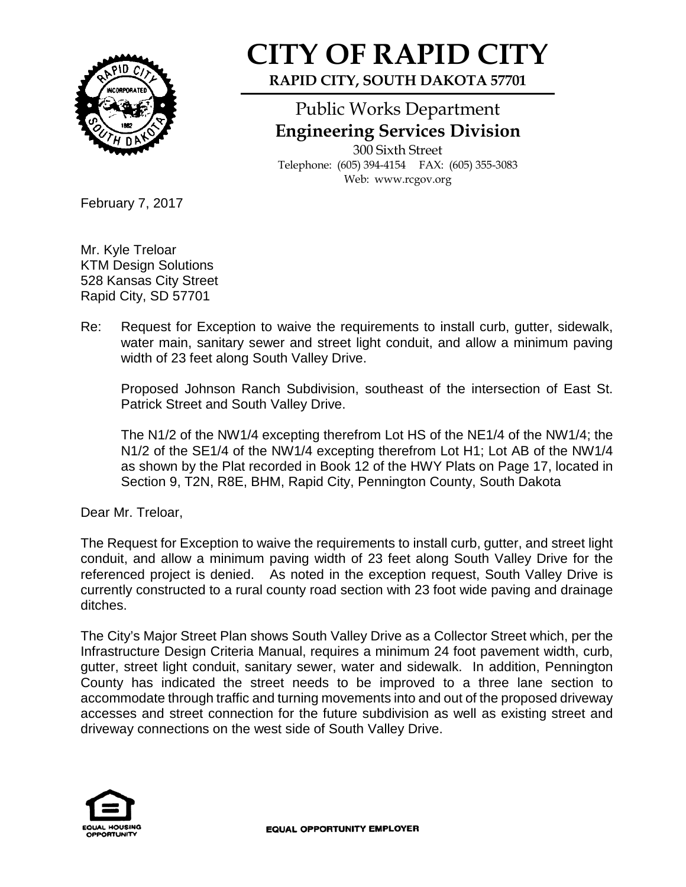# CITY OF RAPID CITY

**RAPID CITY, SOUTH DAKOTA 57701**

Public Works Department

**Engineering Services Division**

300 Sixth Street
Telephone: (605) 394-4154 FAX: (605) 355-3083
Web: www.rcgov.org

February 7, 2017

Mr. Kyle Treloar
KTM Design Solutions
528 Kansas City Street
Rapid City, SD 57701

Re: Request for Exception to waive the requirements to install curb, gutter, sidewalk, water main, sanitary sewer and street light conduit, and allow a minimum paving width of 23 feet along South Valley Drive.

Proposed Johnson Ranch Subdivision, southeast of the intersection of East St. Patrick Street and South Valley Drive.

The N1/2 of the NW1/4 excepting therefrom Lot HS of the NE1/4 of the NW1/4; the N1/2 of the SE1/4 of the NW1/4 excepting therefrom Lot H1; Lot AB of the NW1/4 as shown by the Plat recorded in Book 12 of the HWY Plats on Page 17, located in Section 9, T2N, R8E, BHM, Rapid City, Pennington County, South Dakota

Dear Mr. Treloar,

The Request for Exception to waive the requirements to install curb, gutter, and street light conduit, and allow a minimum paving width of 23 feet along South Valley Drive for the referenced project is denied. As noted in the exception request, South Valley Drive is currently constructed to a rural county road section with 23 foot wide paving and drainage ditches.

The City's Major Street Plan shows South Valley Drive as a Collector Street which, per the Infrastructure Design Criteria Manual, requires a minimum 24 foot pavement width, curb, gutter, street light conduit, sanitary sewer, water and sidewalk. In addition, Pennington County has indicated the street needs to be improved to a three lane section to accommodate through traffic and turning movements into and out of the proposed driveway accesses and street connection for the future subdivision as well as existing street and driveway connections on the west side of South Valley Drive.

EQUAL HOUSING OPPORTUNITY

EQUAL OPPORTUNITY EMPLOYER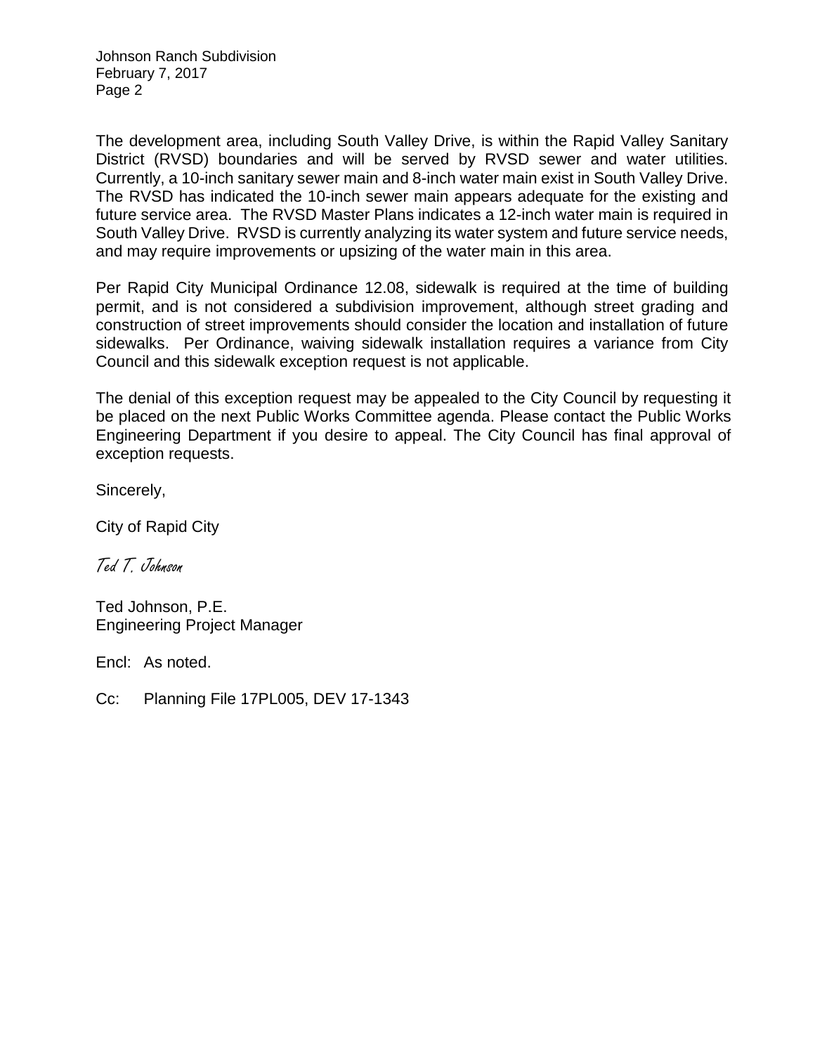The development area, including South Valley Drive, is within the Rapid Valley Sanitary District (RVSD) boundaries and will be served by RVSD sewer and water utilities. Currently, a 10-inch sanitary sewer main and 8-inch water main exist in South Valley Drive. The RVSD has indicated the 10-inch sewer main appears adequate for the existing and future service area. The RVSD Master Plans indicates a 12-inch water main is required in South Valley Drive. RVSD is currently analyzing its water system and future service needs, and may require improvements or upsizing of the water main in this area.

Per Rapid City Municipal Ordinance 12.08, sidewalk is required at the time of building permit, and is not considered a subdivision improvement, although street grading and construction of street improvements should consider the location and installation of future sidewalks. Per Ordinance, waiving sidewalk installation requires a variance from City Council and this sidewalk exception request is not applicable.

The denial of this exception request may be appealed to the City Council by requesting it be placed on the next Public Works Committee agenda. Please contact the Public Works Engineering Department if you desire to appeal. The City Council has final approval of exception requests.

Sincerely,

City of Rapid City

*Ted T. Johnson*

Ted Johnson, P.E.
Engineering Project Manager

Encl: As noted.

Cc: Planning File 17PL005, DEV 17-1343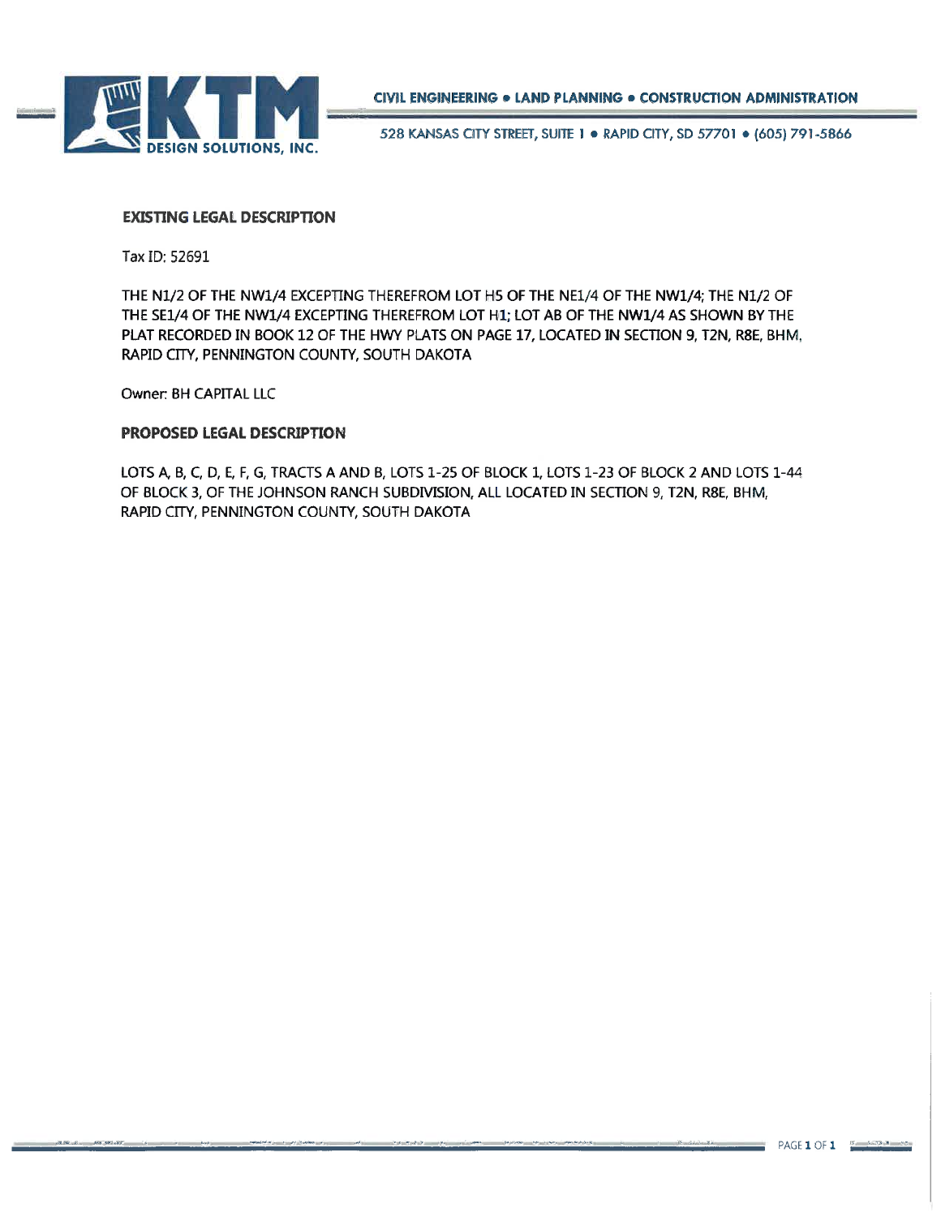KTM DESIGN SOLUTIONS, INC.

CIVIL ENGINEERING • LAND PLANNING • CONSTRUCTION ADMINISTRATION

528 KANSAS CITY STREET, SUITE 1 • RAPID CITY, SD 57701 • (605) 791-5866

## EXISTING LEGAL DESCRIPTION

Tax ID: 52691

THE N1/2 OF THE NW1/4 EXCEPTING THEREFROM LOT H5 OF THE NE1/4 OF THE NW1/4; THE N1/2 OF THE SE1/4 OF THE NW1/4 EXCEPTING THEREFROM LOT H1; LOT AB OF THE NW1/4 AS SHOWN BY THE PLAT RECORDED IN BOOK 12 OF THE HWY PLATS ON PAGE 17, LOCATED IN SECTION 9, T2N, R8E, BHM, RAPID CITY, PENNINGTON COUNTY, SOUTH DAKOTA

Owner: BH CAPITAL LLC

## PROPOSED LEGAL DESCRIPTION

LOTS A, B, C, D, E, F, G, TRACTS A AND B, LOTS 1-25 OF BLOCK 1, LOTS 1-23 OF BLOCK 2 AND LOTS 1-44 OF BLOCK 3, OF THE JOHNSON RANCH SUBDIVISION, ALL LOCATED IN SECTION 9, T2N, R8E, BHM, RAPID CITY, PENNINGTON COUNTY, SOUTH DAKOTA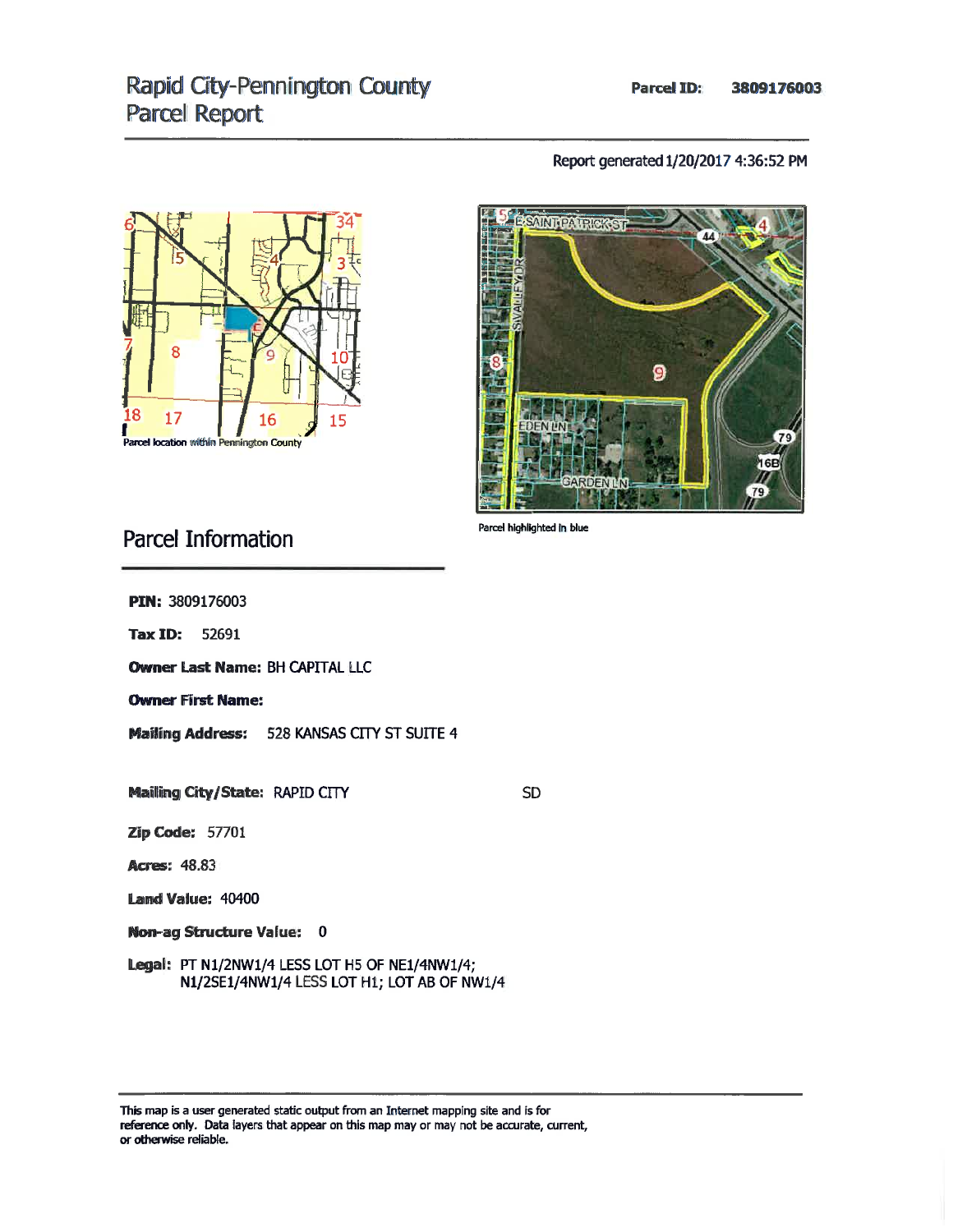# Rapid City-Pennington County Parcel Report

**Parcel ID:** 3809176003

Report generated 1/20/2017 4:36:52 PM

Parcel location within Pennington County

Parcel highlighted in blue

## Parcel Information

**PIN:** 3809176003

**Tax ID:** 52691

**Owner Last Name:** BH CAPITAL LLC

**Owner First Name:**

**Mailing Address:** 528 KANSAS CITY ST SUITE 4

**Mailing City/State:** RAPID CITY SD

**Zip Code:** 57701

**Acres:** 48.83

**Land Value:** 40400

**Non-ag Structure Value:** 0

**Legal:** PT N1/2NW1/4 LESS LOT H5 OF NE1/4NW1/4; N1/2SE1/4NW1/4 LESS LOT H1; LOT AB OF NW1/4

This map is a user generated static output from an Internet mapping site and is for reference only. Data layers that appear on this map may or may not be accurate, current, or otherwise reliable.